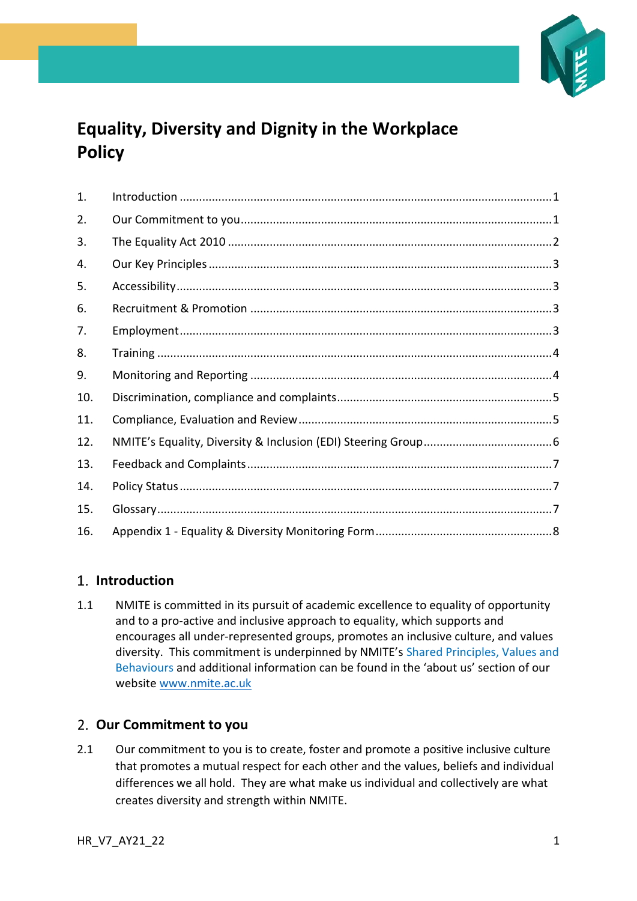# Equality, Diversity and Dignity in the Workplace Policy

| | | |
|---|---|---|
| 1. | Introduction | 1 |
| 2. | Our Commitment to you | 1 |
| 3. | The Equality Act 2010 | 2 |
| 4. | Our Key Principles | 3 |
| 5. | Accessibility | 3 |
| 6. | Recruitment & Promotion | 3 |
| 7. | Employment | 3 |
| 8. | Training | 4 |
| 9. | Monitoring and Reporting | 4 |
| 10. | Discrimination, compliance and complaints | 5 |
| 11. | Compliance, Evaluation and Review | 5 |
| 12. | NMITE's Equality, Diversity & Inclusion (EDI) Steering Group | 6 |
| 13. | Feedback and Complaints | 7 |
| 14. | Policy Status | 7 |
| 15. | Glossary | 7 |
| 16. | Appendix 1 - Equality & Diversity Monitoring Form | 8 |

## 1. Introduction

1.1 NMITE is committed in its pursuit of academic excellence to equality of opportunity and to a pro-active and inclusive approach to equality, which supports and encourages all under-represented groups, promotes an inclusive culture, and values diversity. This commitment is underpinned by NMITE's Shared Principles, Values and Behaviours and additional information can be found in the 'about us' section of our website www.nmite.ac.uk

## 2. Our Commitment to you

2.1 Our commitment to you is to create, foster and promote a positive inclusive culture that promotes a mutual respect for each other and the values, beliefs and individual differences we all hold. They are what make us individual and collectively are what creates diversity and strength within NMITE.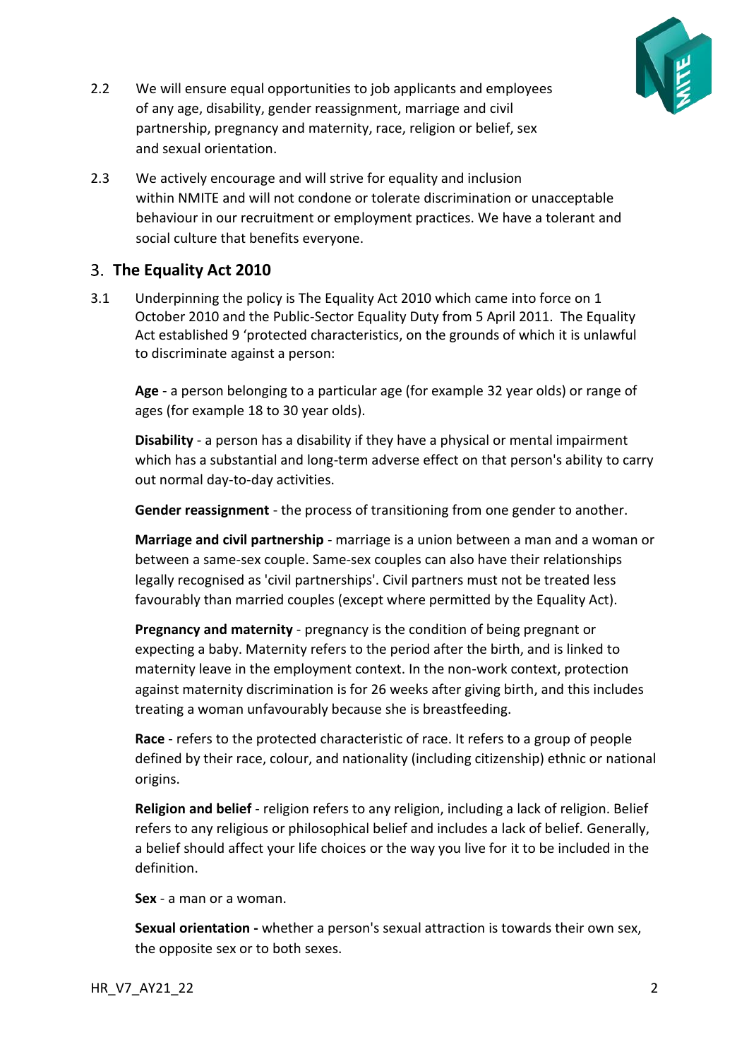2.2 We will ensure equal opportunities to job applicants and employees of any age, disability, gender reassignment, marriage and civil partnership, pregnancy and maternity, race, religion or belief, sex and sexual orientation.

2.3 We actively encourage and will strive for equality and inclusion within NMITE and will not condone or tolerate discrimination or unacceptable behaviour in our recruitment or employment practices. We have a tolerant and social culture that benefits everyone.

## 3. The Equality Act 2010

3.1 Underpinning the policy is The Equality Act 2010 which came into force on 1 October 2010 and the Public-Sector Equality Duty from 5 April 2011. The Equality Act established 9 'protected characteristics, on the grounds of which it is unlawful to discriminate against a person:

**Age** - a person belonging to a particular age (for example 32 year olds) or range of ages (for example 18 to 30 year olds).

**Disability** - a person has a disability if they have a physical or mental impairment which has a substantial and long-term adverse effect on that person's ability to carry out normal day-to-day activities.

**Gender reassignment** - the process of transitioning from one gender to another.

**Marriage and civil partnership** - marriage is a union between a man and a woman or between a same-sex couple. Same-sex couples can also have their relationships legally recognised as 'civil partnerships'. Civil partners must not be treated less favourably than married couples (except where permitted by the Equality Act).

**Pregnancy and maternity** - pregnancy is the condition of being pregnant or expecting a baby. Maternity refers to the period after the birth, and is linked to maternity leave in the employment context. In the non-work context, protection against maternity discrimination is for 26 weeks after giving birth, and this includes treating a woman unfavourably because she is breastfeeding.

**Race** - refers to the protected characteristic of race. It refers to a group of people defined by their race, colour, and nationality (including citizenship) ethnic or national origins.

**Religion and belief** - religion refers to any religion, including a lack of religion. Belief refers to any religious or philosophical belief and includes a lack of belief. Generally, a belief should affect your life choices or the way you live for it to be included in the definition.

**Sex** - a man or a woman.

**Sexual orientation -** whether a person's sexual attraction is towards their own sex, the opposite sex or to both sexes.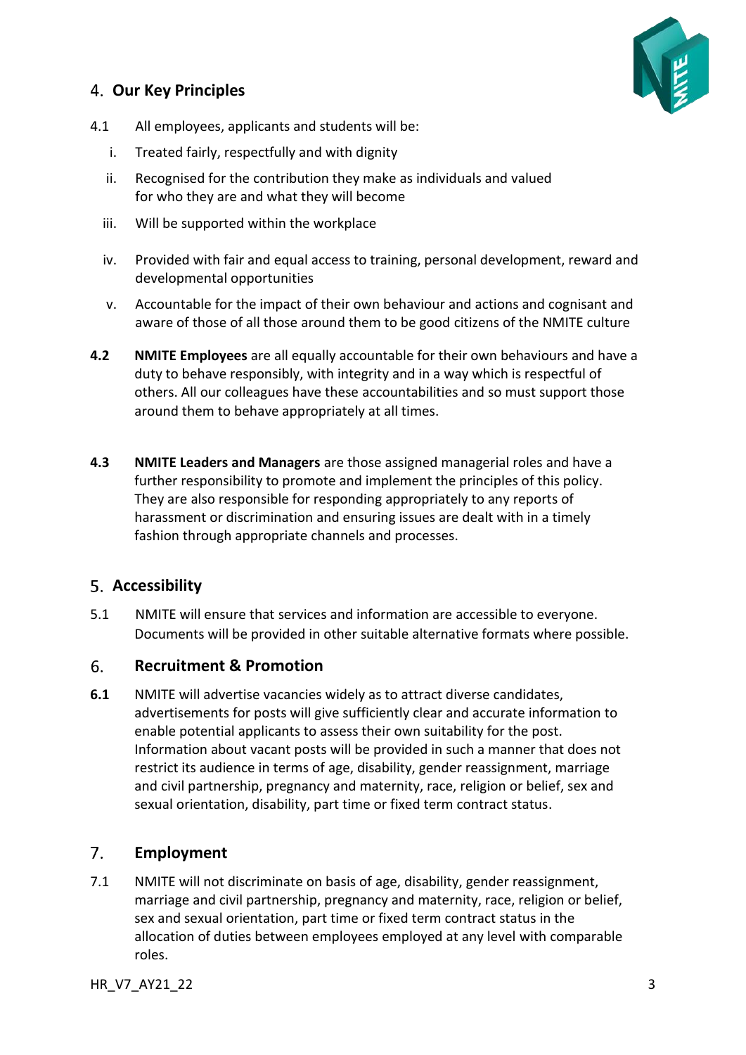## 4. Our Key Principles

4.1 All employees, applicants and students will be:

i. Treated fairly, respectfully and with dignity

ii. Recognised for the contribution they make as individuals and valued for who they are and what they will become

iii. Will be supported within the workplace

iv. Provided with fair and equal access to training, personal development, reward and developmental opportunities

v. Accountable for the impact of their own behaviour and actions and cognisant and aware of those of all those around them to be good citizens of the NMITE culture

**4.2** **NMITE Employees** are all equally accountable for their own behaviours and have a duty to behave responsibly, with integrity and in a way which is respectful of others. All our colleagues have these accountabilities and so must support those around them to behave appropriately at all times.

**4.3** **NMITE Leaders and Managers** are those assigned managerial roles and have a further responsibility to promote and implement the principles of this policy. They are also responsible for responding appropriately to any reports of harassment or discrimination and ensuring issues are dealt with in a timely fashion through appropriate channels and processes.

## 5. Accessibility

5.1 NMITE will ensure that services and information are accessible to everyone. Documents will be provided in other suitable alternative formats where possible.

## 6. Recruitment & Promotion

**6.1** NMITE will advertise vacancies widely as to attract diverse candidates, advertisements for posts will give sufficiently clear and accurate information to enable potential applicants to assess their own suitability for the post. Information about vacant posts will be provided in such a manner that does not restrict its audience in terms of age, disability, gender reassignment, marriage and civil partnership, pregnancy and maternity, race, religion or belief, sex and sexual orientation, disability, part time or fixed term contract status.

## 7. Employment

7.1 NMITE will not discriminate on basis of age, disability, gender reassignment, marriage and civil partnership, pregnancy and maternity, race, religion or belief, sex and sexual orientation, part time or fixed term contract status in the allocation of duties between employees employed at any level with comparable roles.

HR_V7_AY21_22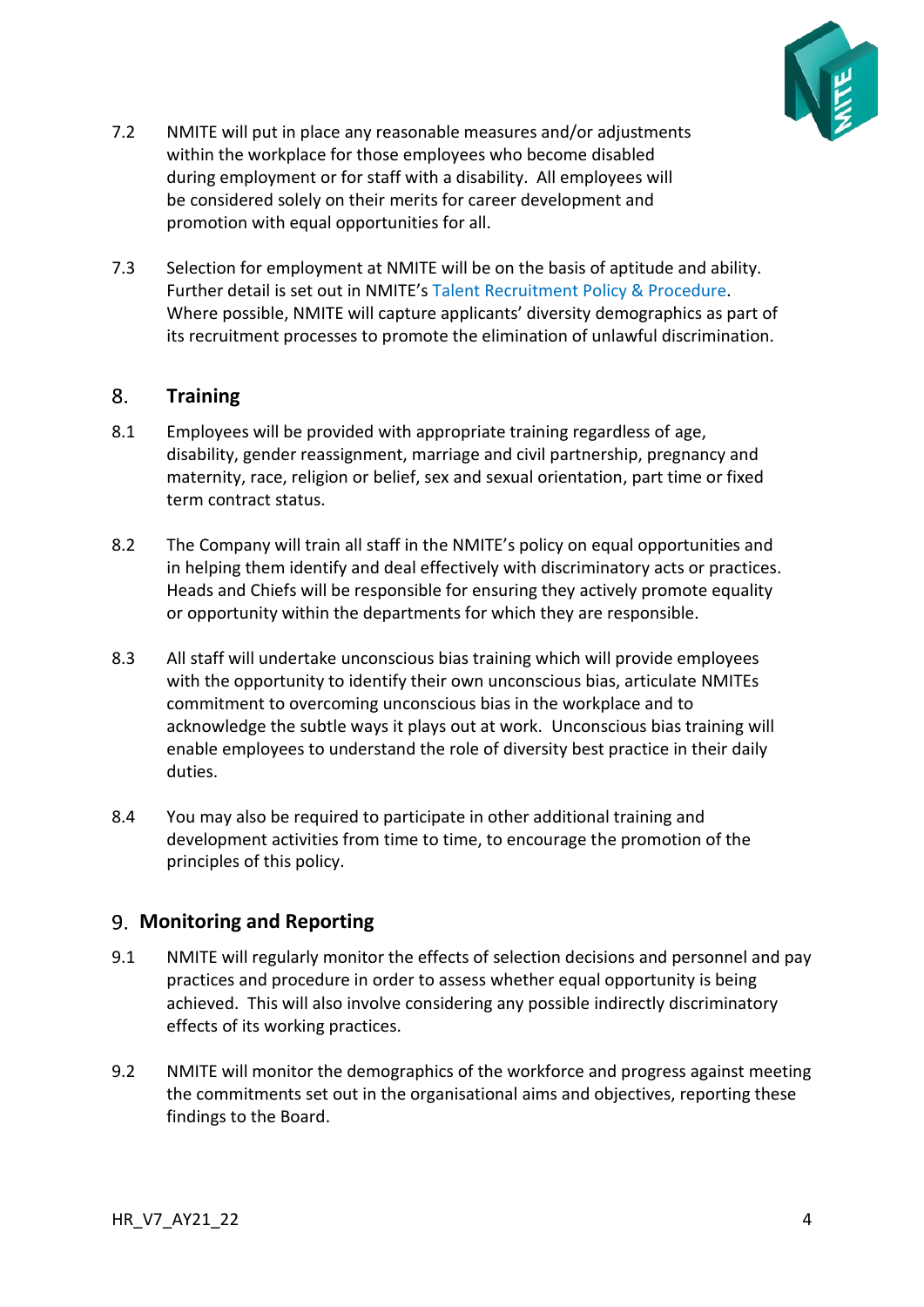7.2 NMITE will put in place any reasonable measures and/or adjustments within the workplace for those employees who become disabled during employment or for staff with a disability. All employees will be considered solely on their merits for career development and promotion with equal opportunities for all.

7.3 Selection for employment at NMITE will be on the basis of aptitude and ability. Further detail is set out in NMITE's Talent Recruitment Policy & Procedure. Where possible, NMITE will capture applicants' diversity demographics as part of its recruitment processes to promote the elimination of unlawful discrimination.

## 8. Training

8.1 Employees will be provided with appropriate training regardless of age, disability, gender reassignment, marriage and civil partnership, pregnancy and maternity, race, religion or belief, sex and sexual orientation, part time or fixed term contract status.

8.2 The Company will train all staff in the NMITE's policy on equal opportunities and in helping them identify and deal effectively with discriminatory acts or practices. Heads and Chiefs will be responsible for ensuring they actively promote equality or opportunity within the departments for which they are responsible.

8.3 All staff will undertake unconscious bias training which will provide employees with the opportunity to identify their own unconscious bias, articulate NMITEs commitment to overcoming unconscious bias in the workplace and to acknowledge the subtle ways it plays out at work. Unconscious bias training will enable employees to understand the role of diversity best practice in their daily duties.

8.4 You may also be required to participate in other additional training and development activities from time to time, to encourage the promotion of the principles of this policy.

## 9. Monitoring and Reporting

9.1 NMITE will regularly monitor the effects of selection decisions and personnel and pay practices and procedure in order to assess whether equal opportunity is being achieved. This will also involve considering any possible indirectly discriminatory effects of its working practices.

9.2 NMITE will monitor the demographics of the workforce and progress against meeting the commitments set out in the organisational aims and objectives, reporting these findings to the Board.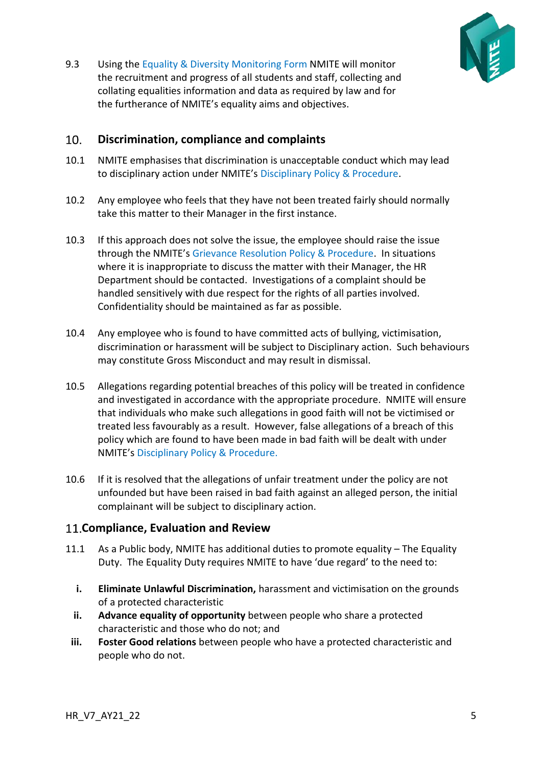9.3 Using the Equality & Diversity Monitoring Form NMITE will monitor the recruitment and progress of all students and staff, collecting and collating equalities information and data as required by law and for the furtherance of NMITE's equality aims and objectives.

## 10. Discrimination, compliance and complaints

10.1 NMITE emphasises that discrimination is unacceptable conduct which may lead to disciplinary action under NMITE's Disciplinary Policy & Procedure.

10.2 Any employee who feels that they have not been treated fairly should normally take this matter to their Manager in the first instance.

10.3 If this approach does not solve the issue, the employee should raise the issue through the NMITE's Grievance Resolution Policy & Procedure. In situations where it is inappropriate to discuss the matter with their Manager, the HR Department should be contacted. Investigations of a complaint should be handled sensitively with due respect for the rights of all parties involved. Confidentiality should be maintained as far as possible.

10.4 Any employee who is found to have committed acts of bullying, victimisation, discrimination or harassment will be subject to Disciplinary action. Such behaviours may constitute Gross Misconduct and may result in dismissal.

10.5 Allegations regarding potential breaches of this policy will be treated in confidence and investigated in accordance with the appropriate procedure. NMITE will ensure that individuals who make such allegations in good faith will not be victimised or treated less favourably as a result. However, false allegations of a breach of this policy which are found to have been made in bad faith will be dealt with under NMITE's Disciplinary Policy & Procedure.

10.6 If it is resolved that the allegations of unfair treatment under the policy are not unfounded but have been raised in bad faith against an alleged person, the initial complainant will be subject to disciplinary action.

## 11. Compliance, Evaluation and Review

11.1 As a Public body, NMITE has additional duties to promote equality – The Equality Duty. The Equality Duty requires NMITE to have 'due regard' to the need to:

i. **Eliminate Unlawful Discrimination,** harassment and victimisation on the grounds of a protected characteristic
ii. **Advance equality of opportunity** between people who share a protected characteristic and those who do not; and
iii. **Foster Good relations** between people who have a protected characteristic and people who do not.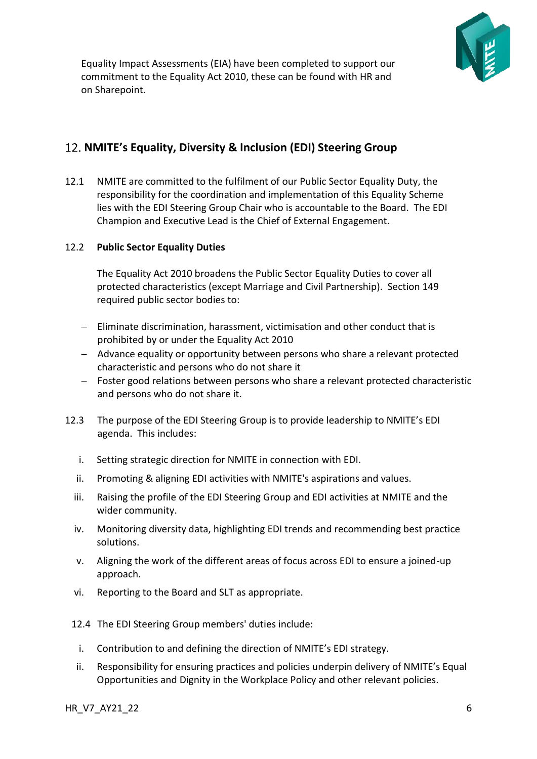Equality Impact Assessments (EIA) have been completed to support our commitment to the Equality Act 2010, these can be found with HR and on Sharepoint.

## 12. NMITE's Equality, Diversity & Inclusion (EDI) Steering Group

12.1 NMITE are committed to the fulfilment of our Public Sector Equality Duty, the responsibility for the coordination and implementation of this Equality Scheme lies with the EDI Steering Group Chair who is accountable to the Board. The EDI Champion and Executive Lead is the Chief of External Engagement.

12.2 **Public Sector Equality Duties**

The Equality Act 2010 broadens the Public Sector Equality Duties to cover all protected characteristics (except Marriage and Civil Partnership). Section 149 required public sector bodies to:

- Eliminate discrimination, harassment, victimisation and other conduct that is prohibited by or under the Equality Act 2010
- Advance equality or opportunity between persons who share a relevant protected characteristic and persons who do not share it
- Foster good relations between persons who share a relevant protected characteristic and persons who do not share it.

12.3 The purpose of the EDI Steering Group is to provide leadership to NMITE's EDI agenda. This includes:

i. Setting strategic direction for NMITE in connection with EDI.
ii. Promoting & aligning EDI activities with NMITE's aspirations and values.
iii. Raising the profile of the EDI Steering Group and EDI activities at NMITE and the wider community.
iv. Monitoring diversity data, highlighting EDI trends and recommending best practice solutions.
v. Aligning the work of the different areas of focus across EDI to ensure a joined-up approach.
vi. Reporting to the Board and SLT as appropriate.

12.4 The EDI Steering Group members' duties include:

i. Contribution to and defining the direction of NMITE's EDI strategy.
ii. Responsibility for ensuring practices and policies underpin delivery of NMITE's Equal Opportunities and Dignity in the Workplace Policy and other relevant policies.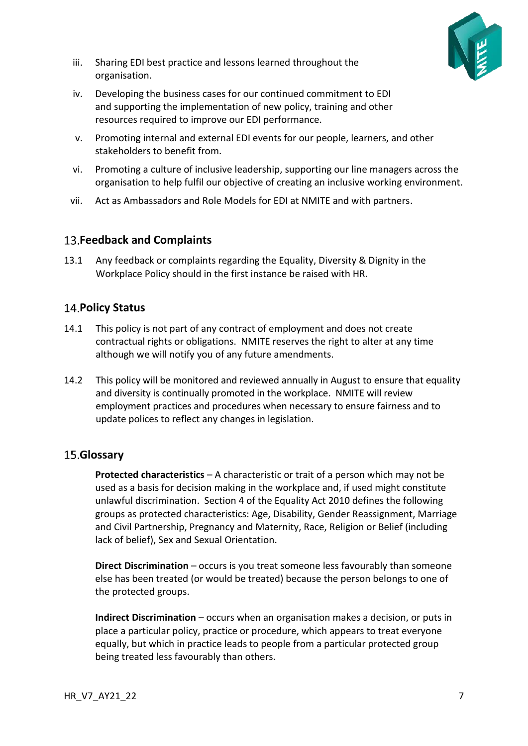iii. Sharing EDI best practice and lessons learned throughout the organisation.

iv. Developing the business cases for our continued commitment to EDI and supporting the implementation of new policy, training and other resources required to improve our EDI performance.

v. Promoting internal and external EDI events for our people, learners, and other stakeholders to benefit from.

vi. Promoting a culture of inclusive leadership, supporting our line managers across the organisation to help fulfil our objective of creating an inclusive working environment.

vii. Act as Ambassadors and Role Models for EDI at NMITE and with partners.

## 13. Feedback and Complaints

13.1 Any feedback or complaints regarding the Equality, Diversity & Dignity in the Workplace Policy should in the first instance be raised with HR.

## 14. Policy Status

14.1 This policy is not part of any contract of employment and does not create contractual rights or obligations. NMITE reserves the right to alter at any time although we will notify you of any future amendments.

14.2 This policy will be monitored and reviewed annually in August to ensure that equality and diversity is continually promoted in the workplace. NMITE will review employment practices and procedures when necessary to ensure fairness and to update polices to reflect any changes in legislation.

## 15. Glossary

**Protected characteristics** – A characteristic or trait of a person which may not be used as a basis for decision making in the workplace and, if used might constitute unlawful discrimination. Section 4 of the Equality Act 2010 defines the following groups as protected characteristics: Age, Disability, Gender Reassignment, Marriage and Civil Partnership, Pregnancy and Maternity, Race, Religion or Belief (including lack of belief), Sex and Sexual Orientation.

**Direct Discrimination** – occurs is you treat someone less favourably than someone else has been treated (or would be treated) because the person belongs to one of the protected groups.

**Indirect Discrimination** – occurs when an organisation makes a decision, or puts in place a particular policy, practice or procedure, which appears to treat everyone equally, but which in practice leads to people from a particular protected group being treated less favourably than others.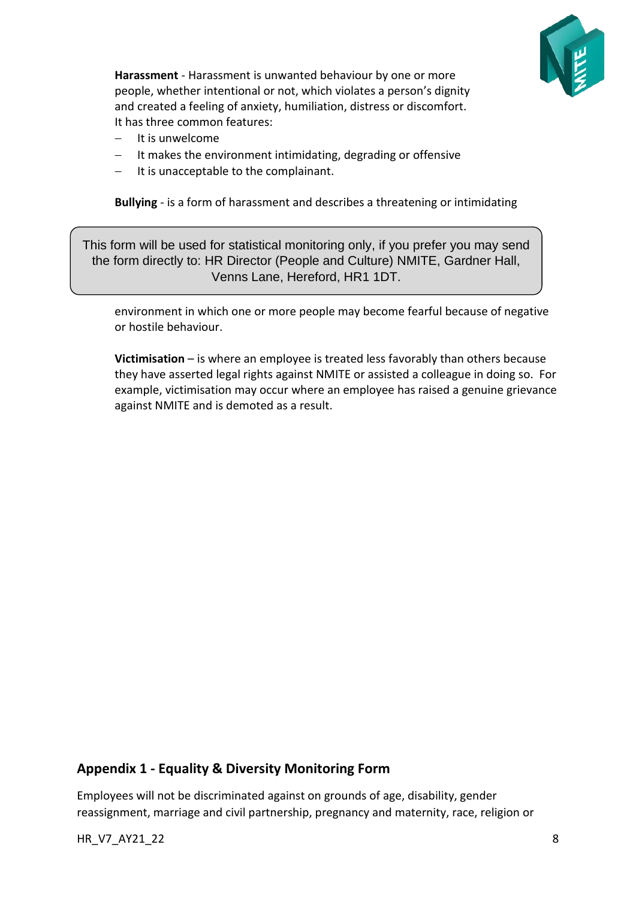**Harassment** - Harassment is unwanted behaviour by one or more people, whether intentional or not, which violates a person's dignity and created a feeling of anxiety, humiliation, distress or discomfort. It has three common features:

- It is unwelcome
- It makes the environment intimidating, degrading or offensive
- It is unacceptable to the complainant.

**Bullying** - is a form of harassment and describes a threatening or intimidating environment in which one or more people may become fearful because of negative or hostile behaviour.

> This form will be used for statistical monitoring only, if you prefer you may send the form directly to: HR Director (People and Culture) NMITE, Gardner Hall, Venns Lane, Hereford, HR1 1DT.

**Victimisation** – is where an employee is treated less favorably than others because they have asserted legal rights against NMITE or assisted a colleague in doing so. For example, victimisation may occur where an employee has raised a genuine grievance against NMITE and is demoted as a result.

## Appendix 1 - Equality & Diversity Monitoring Form

Employees will not be discriminated against on grounds of age, disability, gender reassignment, marriage and civil partnership, pregnancy and maternity, race, religion or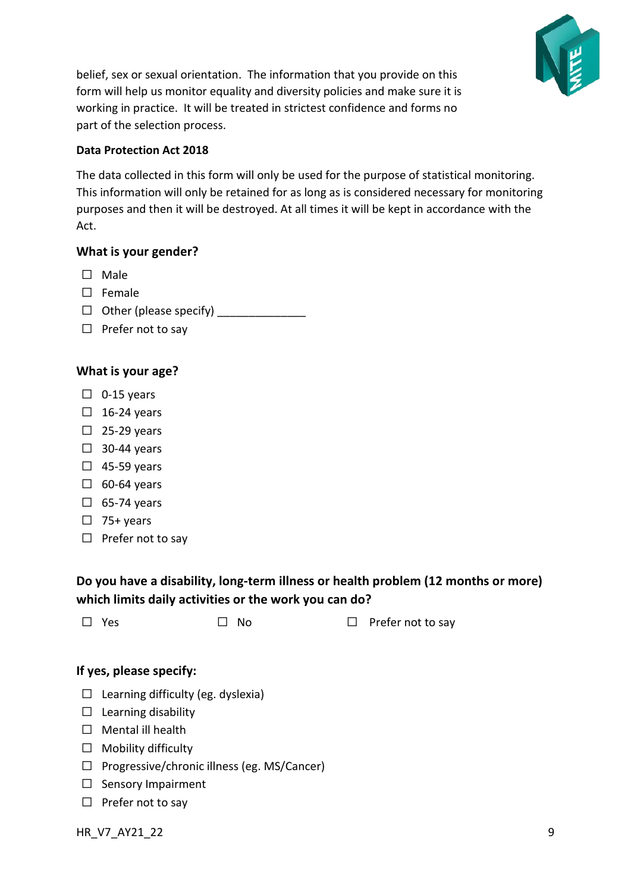belief, sex or sexual orientation. The information that you provide on this form will help us monitor equality and diversity policies and make sure it is working in practice. It will be treated in strictest confidence and forms no part of the selection process.

**Data Protection Act 2018**

The data collected in this form will only be used for the purpose of statistical monitoring. This information will only be retained for as long as is considered necessary for monitoring purposes and then it will be destroyed. At all times it will be kept in accordance with the Act.

### What is your gender?

- ☐ Male
- ☐ Female
- ☐ Other (please specify) ______________
- ☐ Prefer not to say

### What is your age?

- ☐ 0-15 years
- ☐ 16-24 years
- ☐ 25-29 years
- ☐ 30-44 years
- ☐ 45-59 years
- ☐ 60-64 years
- ☐ 65-74 years
- ☐ 75+ years
- ☐ Prefer not to say

### Do you have a disability, long-term illness or health problem (12 months or more) which limits daily activities or the work you can do?

☐ Yes ☐ No ☐ Prefer not to say

### If yes, please specify:

- ☐ Learning difficulty (eg. dyslexia)
- ☐ Learning disability
- ☐ Mental ill health
- ☐ Mobility difficulty
- ☐ Progressive/chronic illness (eg. MS/Cancer)
- ☐ Sensory Impairment
- ☐ Prefer not to say

HR_V7_AY21_22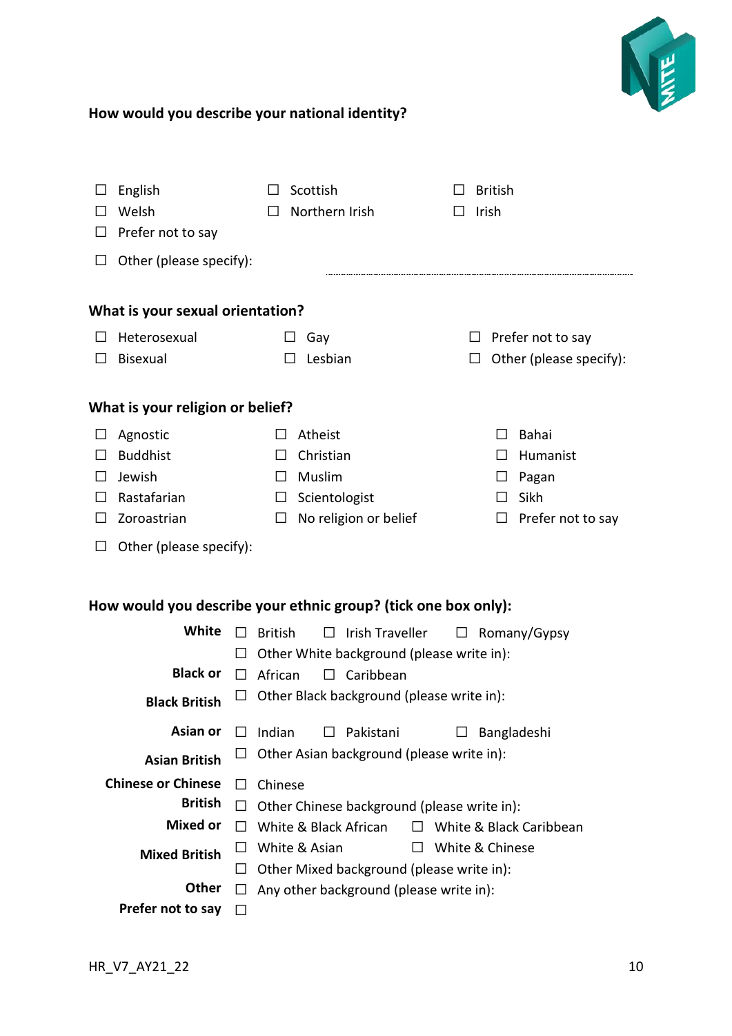### How would you describe your national identity?

- ☐ English
- ☐ Scottish
- ☐ British
- ☐ Welsh
- ☐ Northern Irish
- ☐ Irish
- ☐ Prefer not to say
- ☐ Other (please specify): ..............................

### What is your sexual orientation?

- ☐ Heterosexual
- ☐ Gay
- ☐ Prefer not to say
- ☐ Bisexual
- ☐ Lesbian
- ☐ Other (please specify):

### What is your religion or belief?

- ☐ Agnostic
- ☐ Atheist
- ☐ Bahai
- ☐ Buddhist
- ☐ Christian
- ☐ Humanist
- ☐ Jewish
- ☐ Muslim
- ☐ Pagan
- ☐ Rastafarian
- ☐ Scientologist
- ☐ Sikh
- ☐ Zoroastrian
- ☐ No religion or belief
- ☐ Prefer not to say
- ☐ Other (please specify):

### How would you describe your ethnic group? (tick one box only):

**White**
- ☐ British
- ☐ Irish Traveller
- ☐ Romany/Gypsy
- ☐ Other White background (please write in):

**Black or Black British**
- ☐ African
- ☐ Caribbean
- ☐ Other Black background (please write in):

**Asian or Asian British**
- ☐ Indian
- ☐ Pakistani
- ☐ Bangladeshi
- ☐ Other Asian background (please write in):

**Chinese or Chinese British**
- ☐ Chinese
- ☐ Other Chinese background (please write in):

**Mixed or Mixed British**
- ☐ White & Black African
- ☐ White & Black Caribbean
- ☐ White & Asian
- ☐ White & Chinese
- ☐ Other Mixed background (please write in):

**Other**
- ☐ Any other background (please write in):

**Prefer not to say** ☐

HR_V7_AY21_22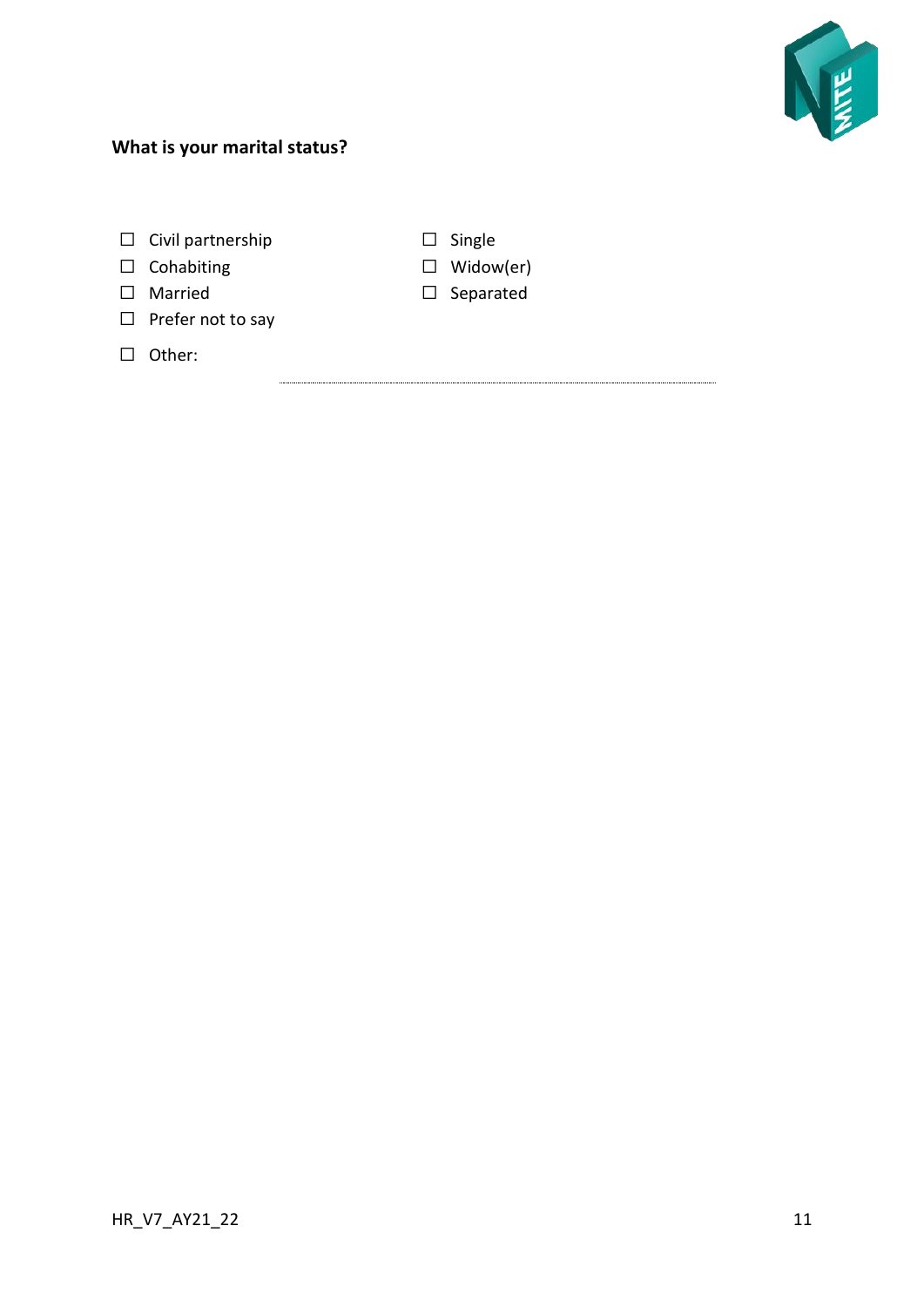**What is your marital status?**

☐ Civil partnership

☐ Cohabiting

☐ Married

☐ Prefer not to say

☐ Single

☐ Widow(er)

☐ Separated

☐ Other: ..............................................................................................